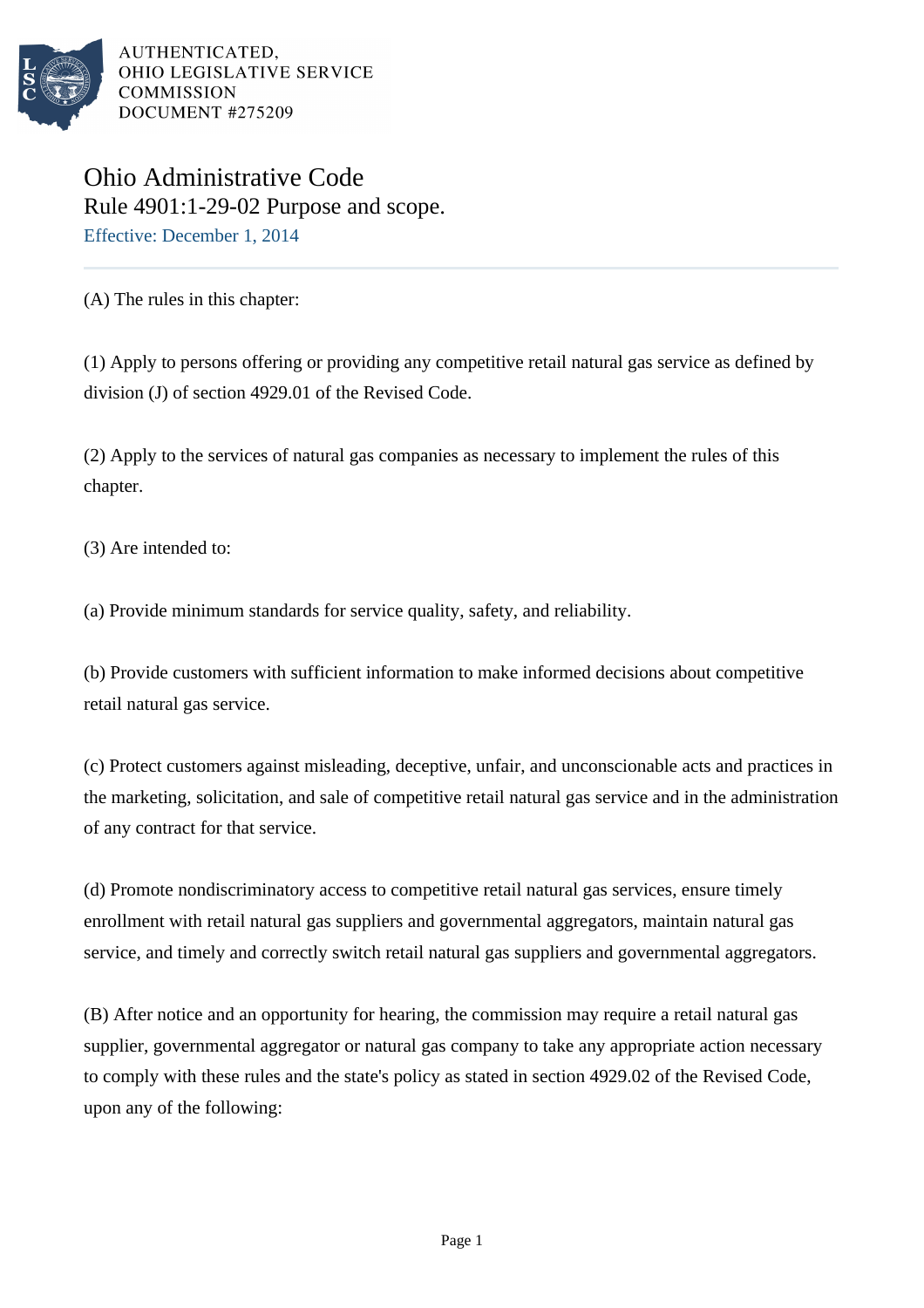AUTHENTICATED,
OHIO LEGISLATIVE SERVICE
COMMISSION
DOCUMENT #275209

# Ohio Administrative Code

## Rule 4901:1-29-02 Purpose and scope.

Effective: December 1, 2014

(A) The rules in this chapter:

(1) Apply to persons offering or providing any competitive retail natural gas service as defined by division (J) of section 4929.01 of the Revised Code.

(2) Apply to the services of natural gas companies as necessary to implement the rules of this chapter.

(3) Are intended to:

(a) Provide minimum standards for service quality, safety, and reliability.

(b) Provide customers with sufficient information to make informed decisions about competitive retail natural gas service.

(c) Protect customers against misleading, deceptive, unfair, and unconscionable acts and practices in the marketing, solicitation, and sale of competitive retail natural gas service and in the administration of any contract for that service.

(d) Promote nondiscriminatory access to competitive retail natural gas services, ensure timely enrollment with retail natural gas suppliers and governmental aggregators, maintain natural gas service, and timely and correctly switch retail natural gas suppliers and governmental aggregators.

(B) After notice and an opportunity for hearing, the commission may require a retail natural gas supplier, governmental aggregator or natural gas company to take any appropriate action necessary to comply with these rules and the state's policy as stated in section 4929.02 of the Revised Code, upon any of the following: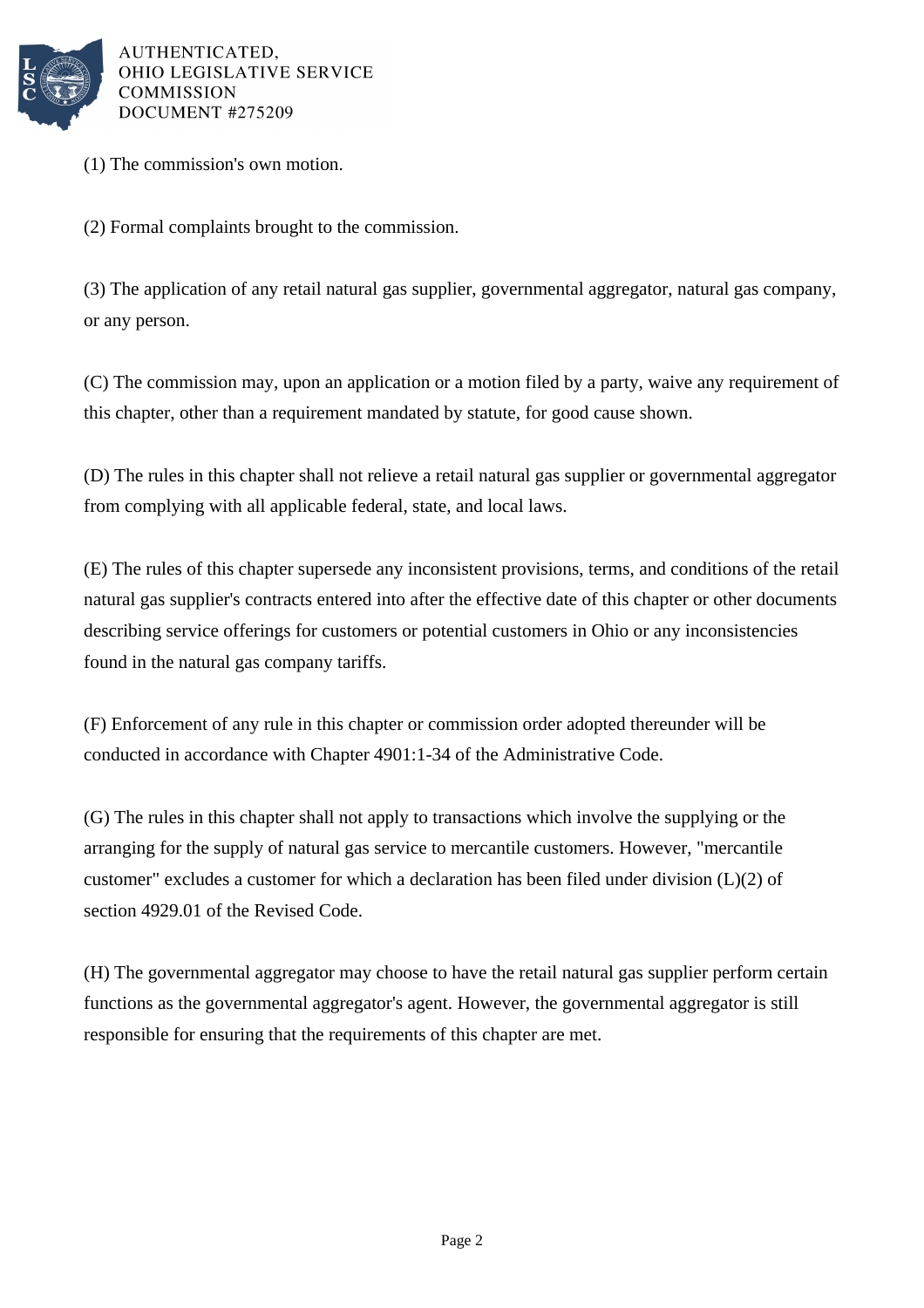(1) The commission's own motion.

(2) Formal complaints brought to the commission.

(3) The application of any retail natural gas supplier, governmental aggregator, natural gas company, or any person.

(C) The commission may, upon an application or a motion filed by a party, waive any requirement of this chapter, other than a requirement mandated by statute, for good cause shown.

(D) The rules in this chapter shall not relieve a retail natural gas supplier or governmental aggregator from complying with all applicable federal, state, and local laws.

(E) The rules of this chapter supersede any inconsistent provisions, terms, and conditions of the retail natural gas supplier's contracts entered into after the effective date of this chapter or other documents describing service offerings for customers or potential customers in Ohio or any inconsistencies found in the natural gas company tariffs.

(F) Enforcement of any rule in this chapter or commission order adopted thereunder will be conducted in accordance with Chapter 4901:1-34 of the Administrative Code.

(G) The rules in this chapter shall not apply to transactions which involve the supplying or the arranging for the supply of natural gas service to mercantile customers. However, "mercantile customer" excludes a customer for which a declaration has been filed under division (L)(2) of section 4929.01 of the Revised Code.

(H) The governmental aggregator may choose to have the retail natural gas supplier perform certain functions as the governmental aggregator's agent. However, the governmental aggregator is still responsible for ensuring that the requirements of this chapter are met.